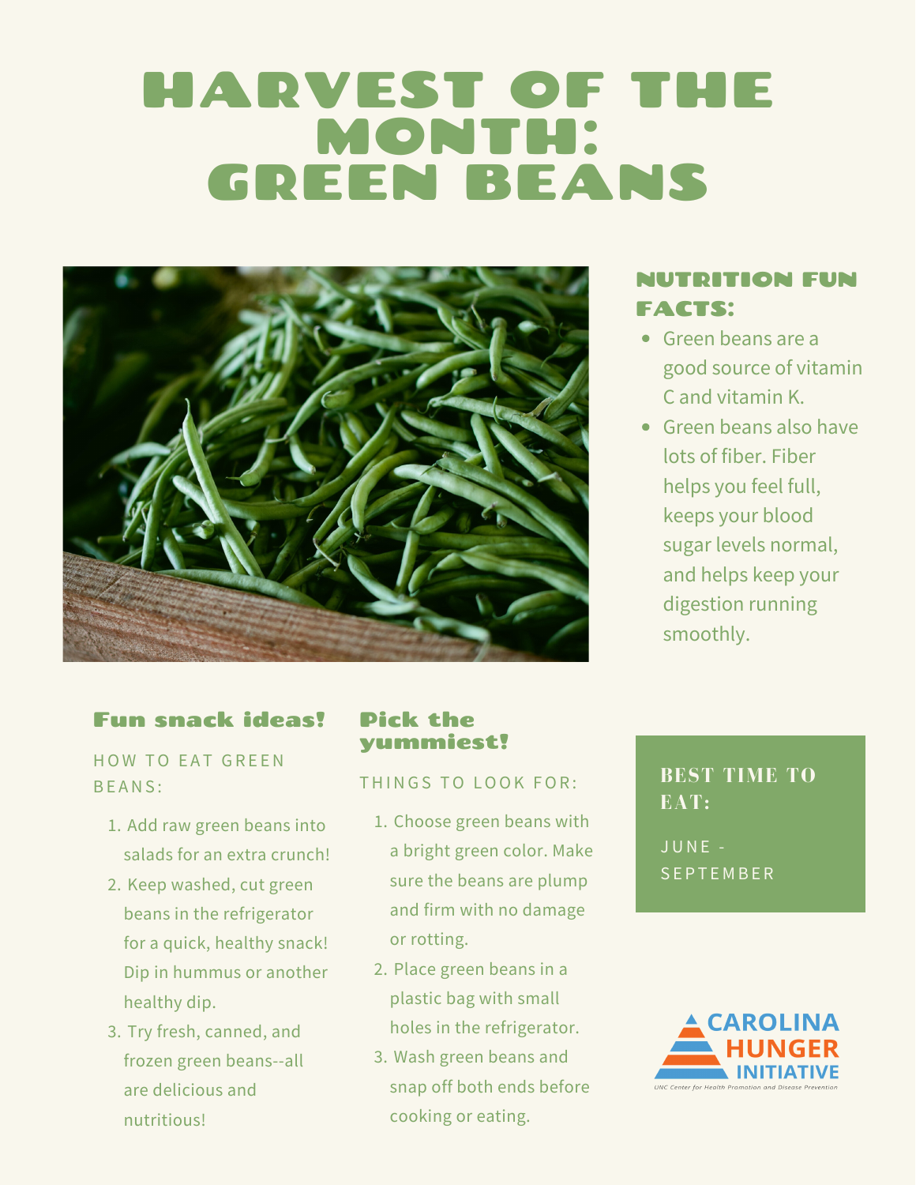# HARVEST OF THE MONTH: GREEN BEANS

## NUTRITION FUN FACTS:

- Green beans are a good source of vitamin C and vitamin K.
- Green beans also have lots of fiber. Fiber helps you feel full, keeps your blood sugar levels normal, and helps keep your digestion running smoothly.

## Fun snack ideas!

HOW TO EAT GREEN BEANS:

1. Add raw green beans into salads for an extra crunch!
2. Keep washed, cut green beans in the refrigerator for a quick, healthy snack! Dip in hummus or another healthy dip.
3. Try fresh, canned, and frozen green beans--all are delicious and nutritious!

## Pick the yummiest!

THINGS TO LOOK FOR:

1. Choose green beans with a bright green color. Make sure the beans are plump and firm with no damage or rotting.
2. Place green beans in a plastic bag with small holes in the refrigerator.
3. Wash green beans and snap off both ends before cooking or eating.

## BEST TIME TO EAT:

JUNE - SEPTEMBER

CAROLINA HUNGER INITIATIVE

UNC Center for Health Promotion and Disease Prevention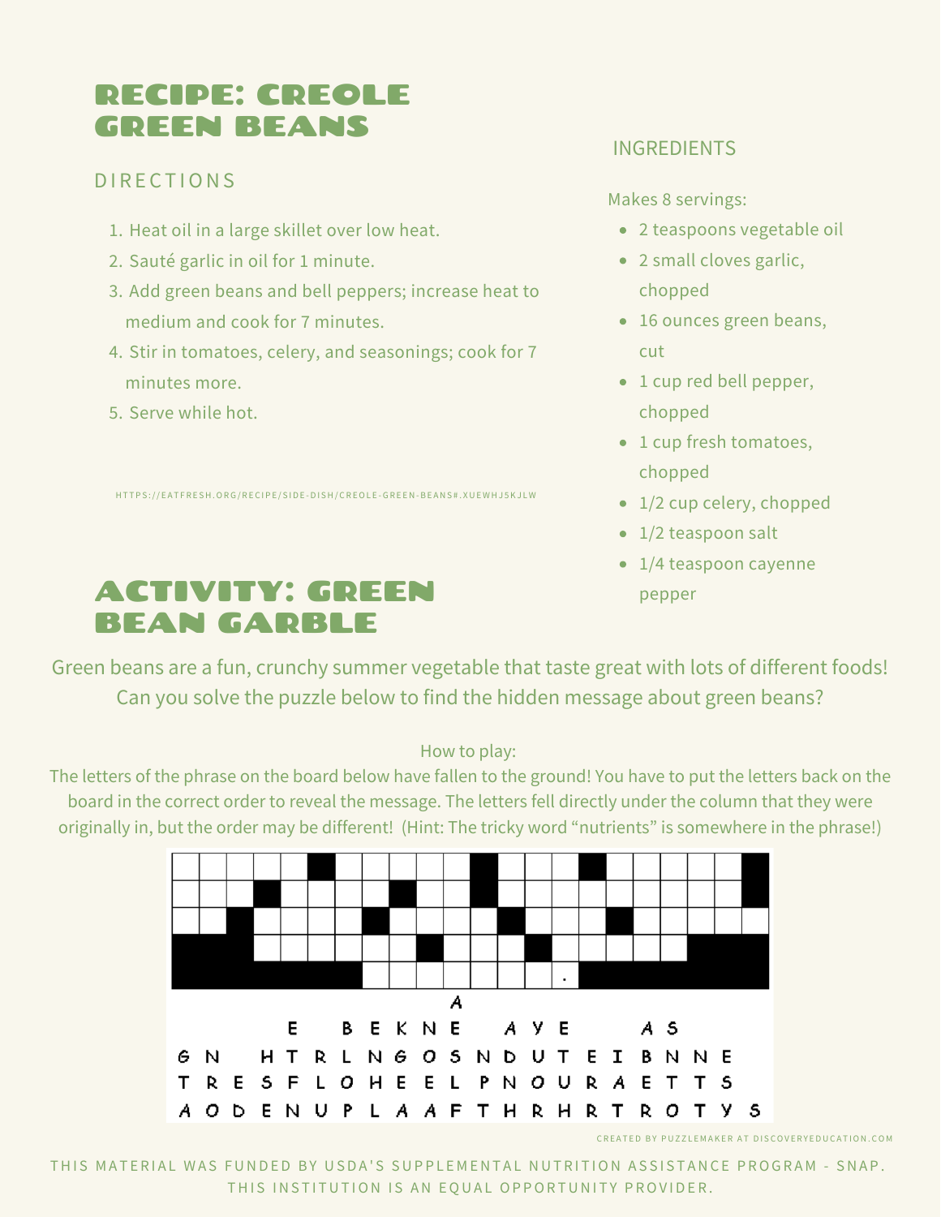# RECIPE: CREOLE GREEN BEANS

## DIRECTIONS

1. Heat oil in a large skillet over low heat.
2. Sauté garlic in oil for 1 minute.
3. Add green beans and bell peppers; increase heat to medium and cook for 7 minutes.
4. Stir in tomatoes, celery, and seasonings; cook for 7 minutes more.
5. Serve while hot.

HTTPS://EATFRESH.ORG/RECIPE/SIDE-DISH/CREOLE-GREEN-BEANS#.XUEWHJ5KJLW

## INGREDIENTS

Makes 8 servings:

- 2 teaspoons vegetable oil
- 2 small cloves garlic, chopped
- 16 ounces green beans, cut
- 1 cup red bell pepper, chopped
- 1 cup fresh tomatoes, chopped
- 1/2 cup celery, chopped
- 1/2 teaspoon salt
- 1/4 teaspoon cayenne pepper

# ACTIVITY: GREEN BEAN GARBLE

Green beans are a fun, crunchy summer vegetable that taste great with lots of different foods! Can you solve the puzzle below to find the hidden message about green beans?

How to play:
The letters of the phrase on the board below have fallen to the ground! You have to put the letters back on the board in the correct order to reveal the message. The letters fell directly under the column that they were originally in, but the order may be different! (Hint: The tricky word "nutrients" is somewhere in the phrase!)

```
                A
    E   B E K N E   A Y E     A S
G N   H T R L N G O S N D U T E I B N N E
T R E S F L O H E E L P N O U R A E T T S
A O D E N U P L A A F T H R H R T R O T Y S
```

CREATED BY PUZZLEMAKER AT DISCOVERYEDUCATION.COM

THIS MATERIAL WAS FUNDED BY USDA'S SUPPLEMENTAL NUTRITION ASSISTANCE PROGRAM - SNAP. THIS INSTITUTION IS AN EQUAL OPPORTUNITY PROVIDER.